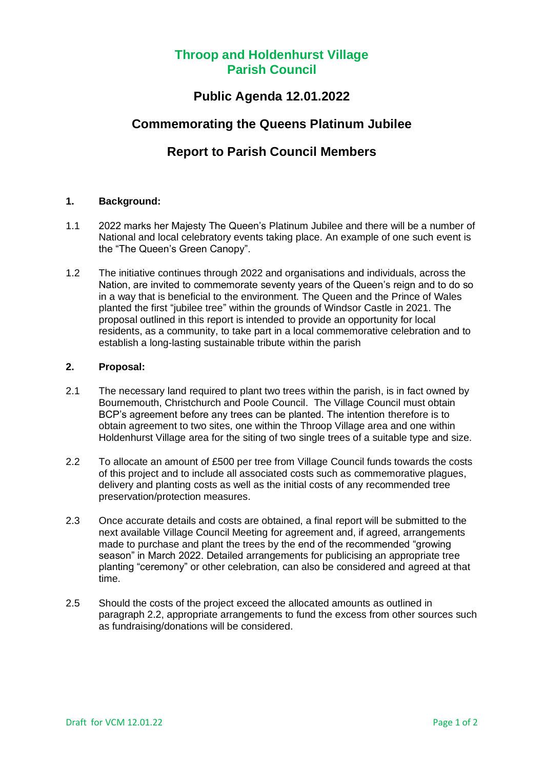# Throop and Holdenhurst Village Parish Council

## Public Agenda 12.01.2022

## Commemorating the Queens Platinum Jubilee

## Report to Parish Council Members

**1. Background:**

1.1 2022 marks her Majesty The Queen's Platinum Jubilee and there will be a number of National and local celebratory events taking place. An example of one such event is the "The Queen's Green Canopy".

1.2 The initiative continues through 2022 and organisations and individuals, across the Nation, are invited to commemorate seventy years of the Queen's reign and to do so in a way that is beneficial to the environment. The Queen and the Prince of Wales planted the first "jubilee tree" within the grounds of Windsor Castle in 2021. The proposal outlined in this report is intended to provide an opportunity for local residents, as a community, to take part in a local commemorative celebration and to establish a long-lasting sustainable tribute within the parish

**2. Proposal:**

2.1 The necessary land required to plant two trees within the parish, is in fact owned by Bournemouth, Christchurch and Poole Council. The Village Council must obtain BCP's agreement before any trees can be planted. The intention therefore is to obtain agreement to two sites, one within the Throop Village area and one within Holdenhurst Village area for the siting of two single trees of a suitable type and size.

2.2 To allocate an amount of £500 per tree from Village Council funds towards the costs of this project and to include all associated costs such as commemorative plagues, delivery and planting costs as well as the initial costs of any recommended tree preservation/protection measures.

2.3 Once accurate details and costs are obtained, a final report will be submitted to the next available Village Council Meeting for agreement and, if agreed, arrangements made to purchase and plant the trees by the end of the recommended "growing season" in March 2022. Detailed arrangements for publicising an appropriate tree planting "ceremony" or other celebration, can also be considered and agreed at that time.

2.5 Should the costs of the project exceed the allocated amounts as outlined in paragraph 2.2, appropriate arrangements to fund the excess from other sources such as fundraising/donations will be considered.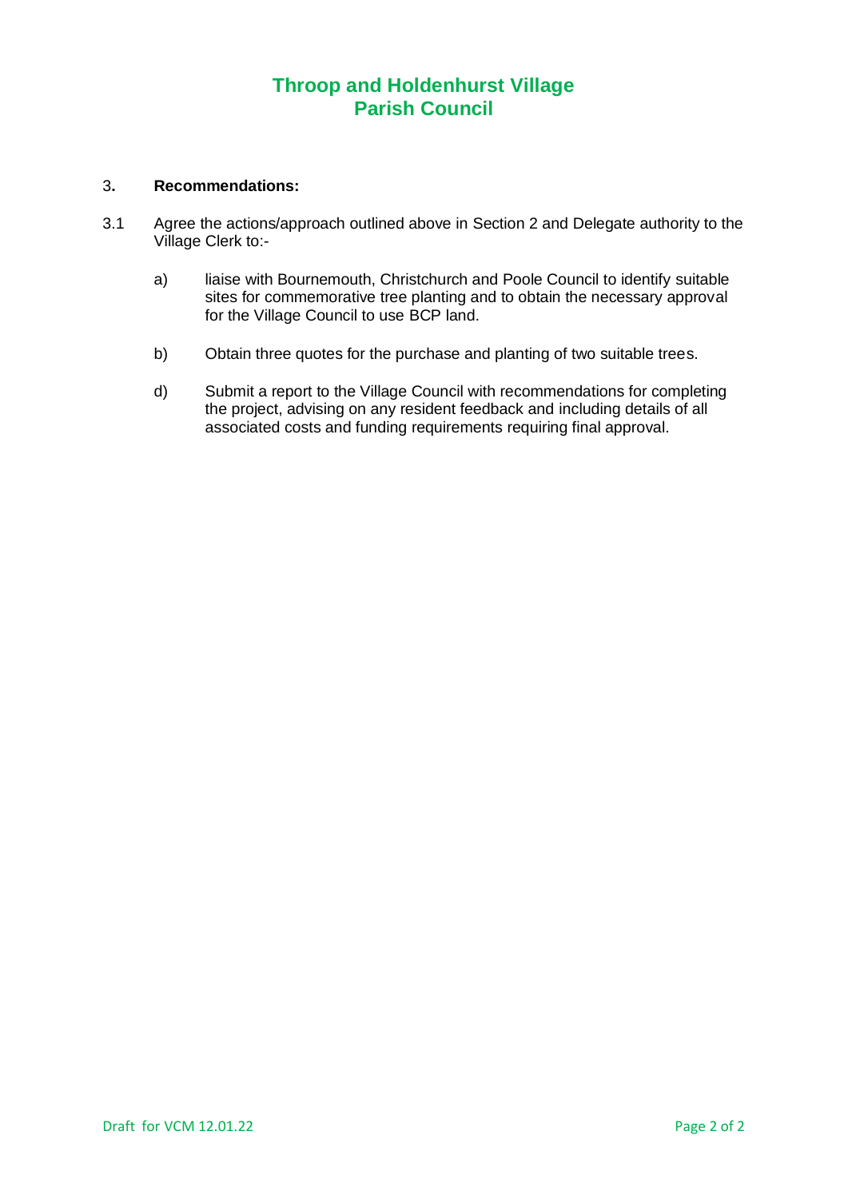# Throop and Holdenhurst Village Parish Council

## 3. Recommendations:

3.1 Agree the actions/approach outlined above in Section 2 and Delegate authority to the Village Clerk to:-

a) liaise with Bournemouth, Christchurch and Poole Council to identify suitable sites for commemorative tree planting and to obtain the necessary approval for the Village Council to use BCP land.

b) Obtain three quotes for the purchase and planting of two suitable trees.

d) Submit a report to the Village Council with recommendations for completing the project, advising on any resident feedback and including details of all associated costs and funding requirements requiring final approval.

Draft for VCM 12.01.22